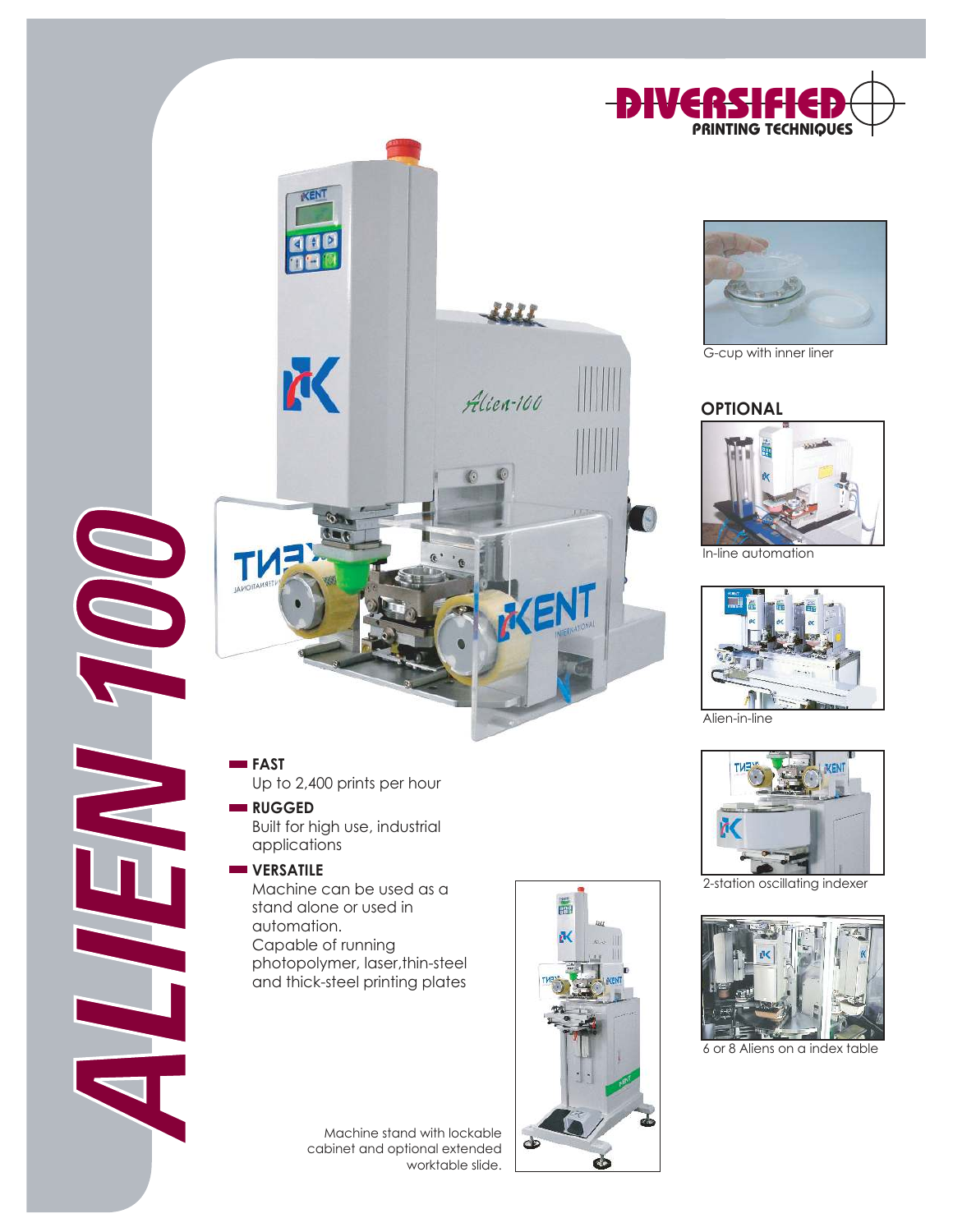# ALIEN 100

DIVERSIFIED PRINTING TECHNIQUES

G-cup with inner liner

## OPTIONAL

In-line automation

Alien-in-line

2-station oscillating indexer

6 or 8 Aliens on a index table

- **FAST**
  Up to 2,400 prints per hour
- **RUGGED**
  Built for high use, industrial applications
- **VERSATILE**
  Machine can be used as a stand alone or used in automation.
  Capable of running photopolymer, laser,thin-steel and thick-steel printing plates

Machine stand with lockable cabinet and optional extended worktable slide.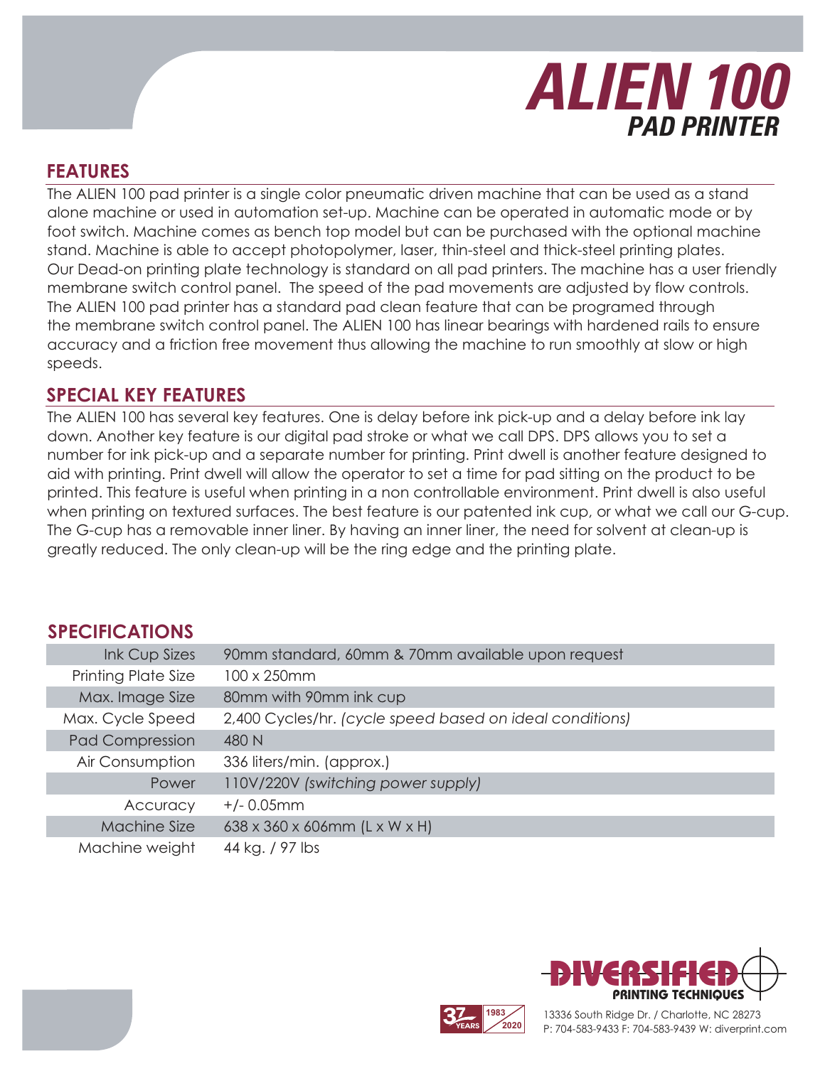# ALIEN 100
## PAD PRINTER

## FEATURES

The ALIEN 100 pad printer is a single color pneumatic driven machine that can be used as a stand alone machine or used in automation set-up. Machine can be operated in automatic mode or by foot switch. Machine comes as bench top model but can be purchased with the optional machine stand. Machine is able to accept photopolymer, laser, thin-steel and thick-steel printing plates. Our Dead-on printing plate technology is standard on all pad printers. The machine has a user friendly membrane switch control panel. The speed of the pad movements are adjusted by flow controls. The ALIEN 100 pad printer has a standard pad clean feature that can be programed through the membrane switch control panel. The ALIEN 100 has linear bearings with hardened rails to ensure accuracy and a friction free movement thus allowing the machine to run smoothly at slow or high speeds.

## SPECIAL KEY FEATURES

The ALIEN 100 has several key features. One is delay before ink pick-up and a delay before ink lay down. Another key feature is our digital pad stroke or what we call DPS. DPS allows you to set a number for ink pick-up and a separate number for printing. Print dwell is another feature designed to aid with printing. Print dwell will allow the operator to set a time for pad sitting on the product to be printed. This feature is useful when printing in a non controllable environment. Print dwell is also useful when printing on textured surfaces. The best feature is our patented ink cup, or what we call our G-cup. The G-cup has a removable inner liner. By having an inner liner, the need for solvent at clean-up is greatly reduced. The only clean-up will be the ring edge and the printing plate.

## SPECIFICATIONS

| | |
|---|---|
| Ink Cup Sizes | 90mm standard, 60mm & 70mm available upon request |
| Printing Plate Size | 100 x 250mm |
| Max. Image Size | 80mm with 90mm ink cup |
| Max. Cycle Speed | 2,400 Cycles/hr. *(cycle speed based on ideal conditions)* |
| Pad Compression | 480 N |
| Air Consumption | 336 liters/min. (approx.) |
| Power | 110V/220V *(switching power supply)* |
| Accuracy | +/- 0.05mm |
| Machine Size | 638 x 360 x 606mm (L x W x H) |
| Machine weight | 44 kg. / 97 lbs |

DIVERSIFIED PRINTING TECHNIQUES

37 YEARS 1983 2020

13336 South Ridge Dr. / Charlotte, NC 28273
P: 704-583-9433 F: 704-583-9439 W: diverprint.com